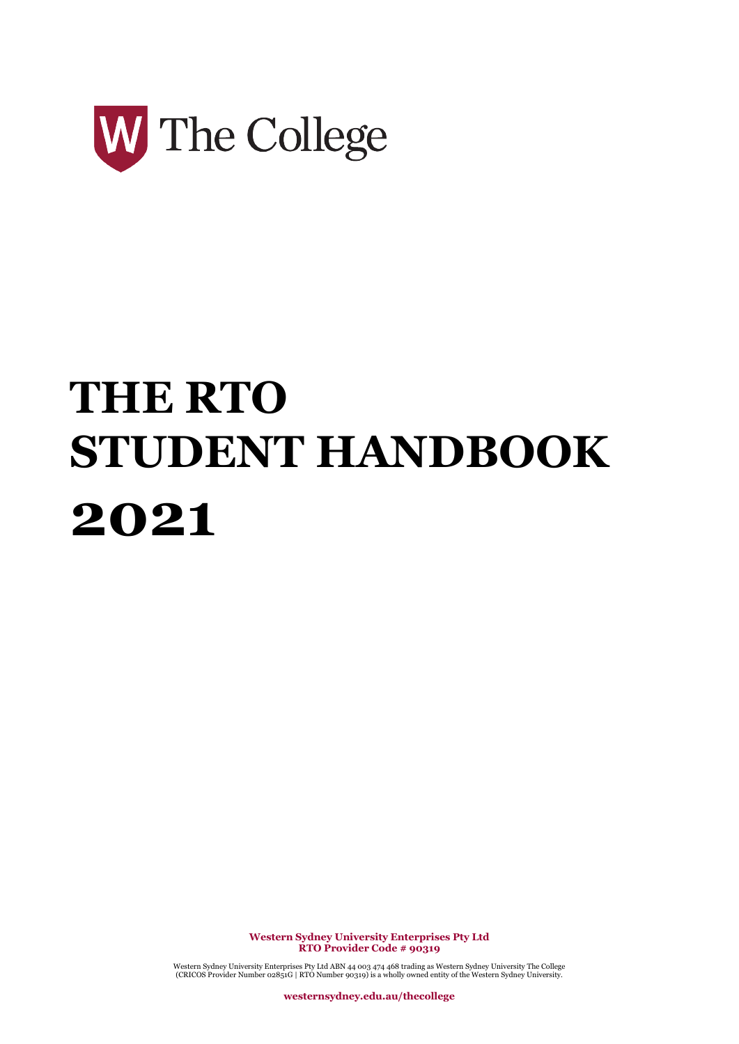The College

# THE RTO STUDENT HANDBOOK 2021

**Western Sydney University Enterprises Pty Ltd**
**RTO Provider Code # 90319**

Western Sydney University Enterprises Pty Ltd ABN 44 003 474 468 trading as Western Sydney University The College (CRICOS Provider Number 02851G | RTO Number 90319) is a wholly owned entity of the Western Sydney University.

**westernsydney.edu.au/thecollege**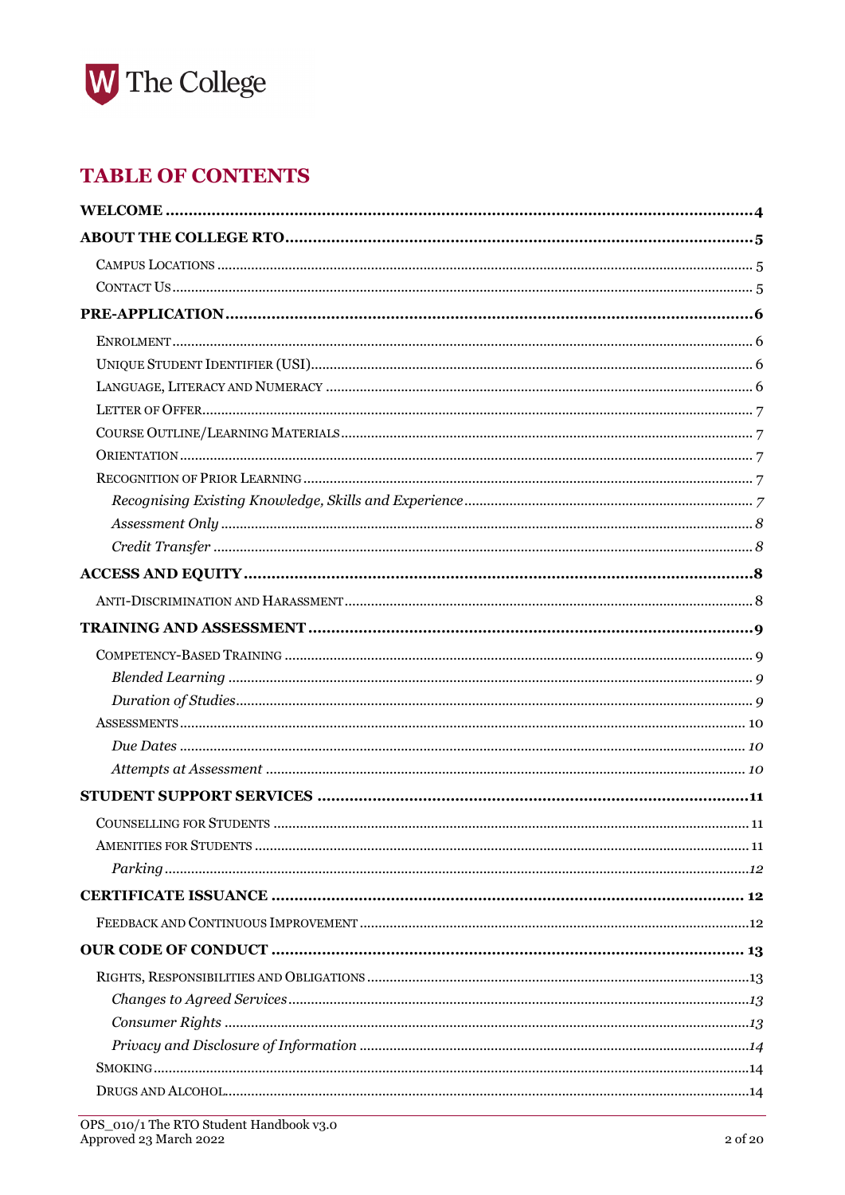## TABLE OF CONTENTS

**WELCOME** ..... 4

**ABOUT THE COLLEGE RTO** ..... 5

- Campus Locations ..... 5
- Contact Us ..... 5

**PRE-APPLICATION** ..... 6

- Enrolment ..... 6
- Unique Student Identifier (USI) ..... 6
- Language, Literacy and Numeracy ..... 6
- Letter of Offer ..... 7
- Course Outline/Learning Materials ..... 7
- Orientation ..... 7
- Recognition of Prior Learning ..... 7
  - *Recognising Existing Knowledge, Skills and Experience* ..... 7
  - *Assessment Only* ..... 8
  - *Credit Transfer* ..... 8

**ACCESS AND EQUITY** ..... 8

- Anti-Discrimination and Harassment ..... 8

**TRAINING AND ASSESSMENT** ..... 9

- Competency-Based Training ..... 9
  - *Blended Learning* ..... 9
  - *Duration of Studies* ..... 9
- Assessments ..... 10
  - *Due Dates* ..... 10
  - *Attempts at Assessment* ..... 10

**STUDENT SUPPORT SERVICES** ..... 11

- Counselling for Students ..... 11
- Amenities for Students ..... 11
  - *Parking* ..... 12

**CERTIFICATE ISSUANCE** ..... 12

- Feedback and Continuous Improvement ..... 12

**OUR CODE OF CONDUCT** ..... 13

- Rights, Responsibilities and Obligations ..... 13
  - *Changes to Agreed Services* ..... 13
  - *Consumer Rights* ..... 13
  - *Privacy and Disclosure of Information* ..... 14
- Smoking ..... 14
- Drugs and Alcohol ..... 14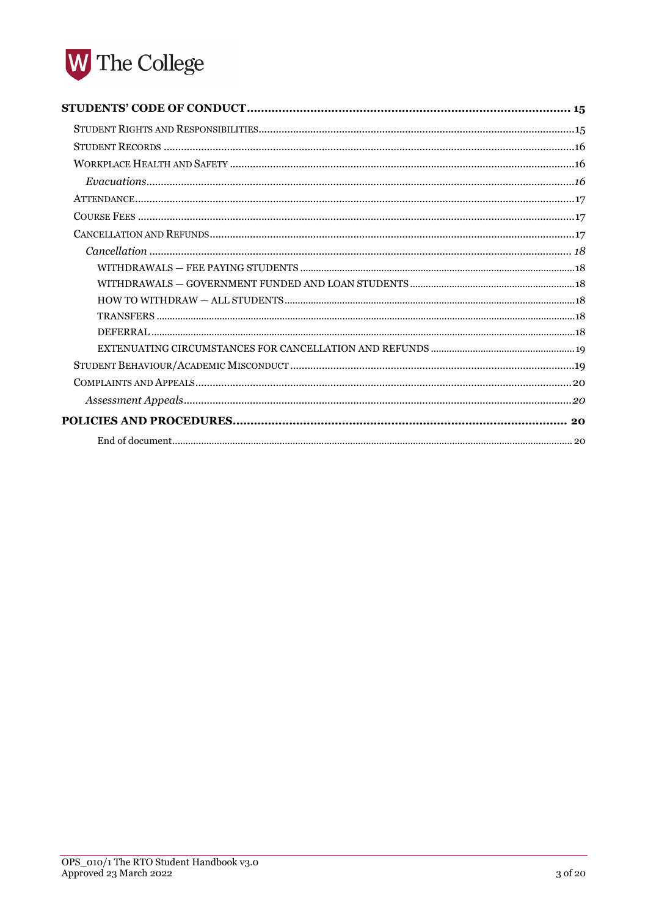**STUDENTS' CODE OF CONDUCT** ........ 15

- Student Rights and Responsibilities ........ 15
- Student Records ........ 16
- Workplace Health and Safety ........ 16
  - *Evacuations* ........ *16*
- Attendance ........ 17
- Course Fees ........ 17
- Cancellation and Refunds ........ 17
  - *Cancellation* ........ *18*
    - WITHDRAWALS — FEE PAYING STUDENTS ........ 18
    - WITHDRAWALS — GOVERNMENT FUNDED AND LOAN STUDENTS ........ 18
    - HOW TO WITHDRAW — ALL STUDENTS ........ 18
    - TRANSFERS ........ 18
    - DEFERRAL ........ 18
    - EXTENUATING CIRCUMSTANCES FOR CANCELLATION AND REFUNDS ........ 19
- Student Behaviour/Academic Misconduct ........ 19
- Complaints and Appeals ........ 20
  - *Assessment Appeals* ........ *20*

**POLICIES AND PROCEDURES** ........ 20

- End of document ........ 20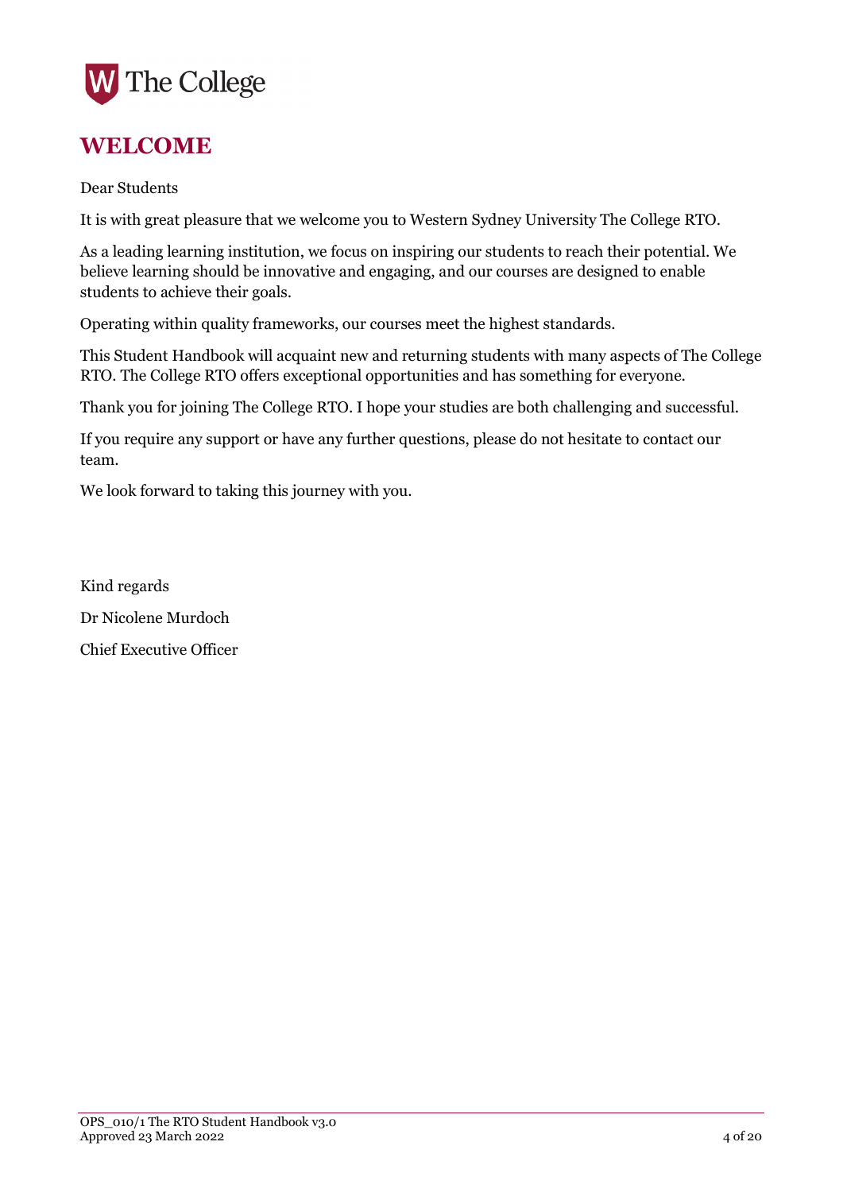# WELCOME

Dear Students

It is with great pleasure that we welcome you to Western Sydney University The College RTO.

As a leading learning institution, we focus on inspiring our students to reach their potential. We believe learning should be innovative and engaging, and our courses are designed to enable students to achieve their goals.

Operating within quality frameworks, our courses meet the highest standards.

This Student Handbook will acquaint new and returning students with many aspects of The College RTO. The College RTO offers exceptional opportunities and has something for everyone.

Thank you for joining The College RTO. I hope your studies are both challenging and successful.

If you require any support or have any further questions, please do not hesitate to contact our team.

We look forward to taking this journey with you.

Kind regards

Dr Nicolene Murdoch

Chief Executive Officer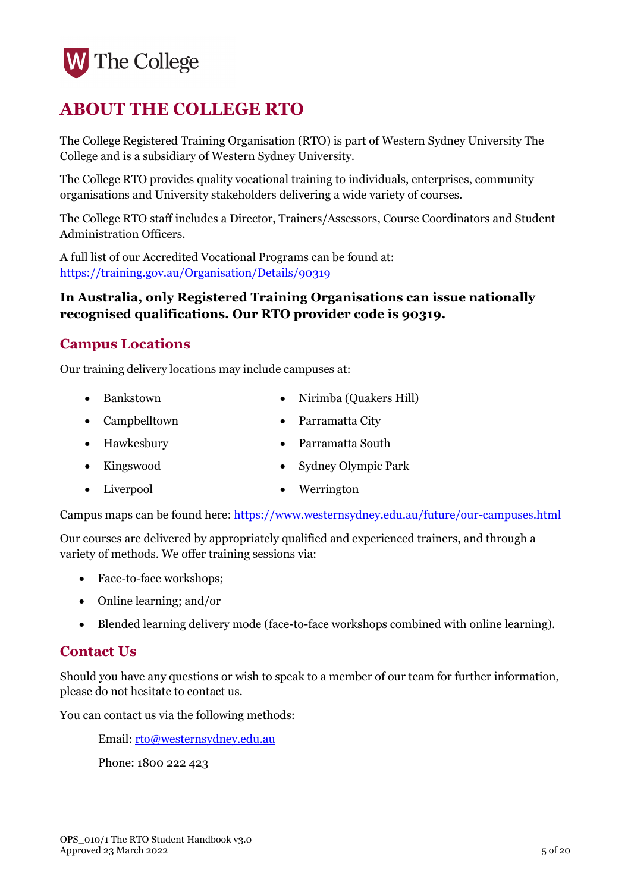# ABOUT THE COLLEGE RTO

The College Registered Training Organisation (RTO) is part of Western Sydney University The College and is a subsidiary of Western Sydney University.

The College RTO provides quality vocational training to individuals, enterprises, community organisations and University stakeholders delivering a wide variety of courses.

The College RTO staff includes a Director, Trainers/Assessors, Course Coordinators and Student Administration Officers.

A full list of our Accredited Vocational Programs can be found at: https://training.gov.au/Organisation/Details/90319

**In Australia, only Registered Training Organisations can issue nationally recognised qualifications. Our RTO provider code is 90319.**

## Campus Locations

Our training delivery locations may include campuses at:

- Bankstown
- Campbelltown
- Hawkesbury
- Kingswood
- Liverpool
- Nirimba (Quakers Hill)
- Parramatta City
- Parramatta South
- Sydney Olympic Park
- Werrington

Campus maps can be found here: https://www.westernsydney.edu.au/future/our-campuses.html

Our courses are delivered by appropriately qualified and experienced trainers, and through a variety of methods. We offer training sessions via:

- Face-to-face workshops;
- Online learning; and/or
- Blended learning delivery mode (face-to-face workshops combined with online learning).

## Contact Us

Should you have any questions or wish to speak to a member of our team for further information, please do not hesitate to contact us.

You can contact us via the following methods:

Email: rto@westernsydney.edu.au

Phone: 1800 222 423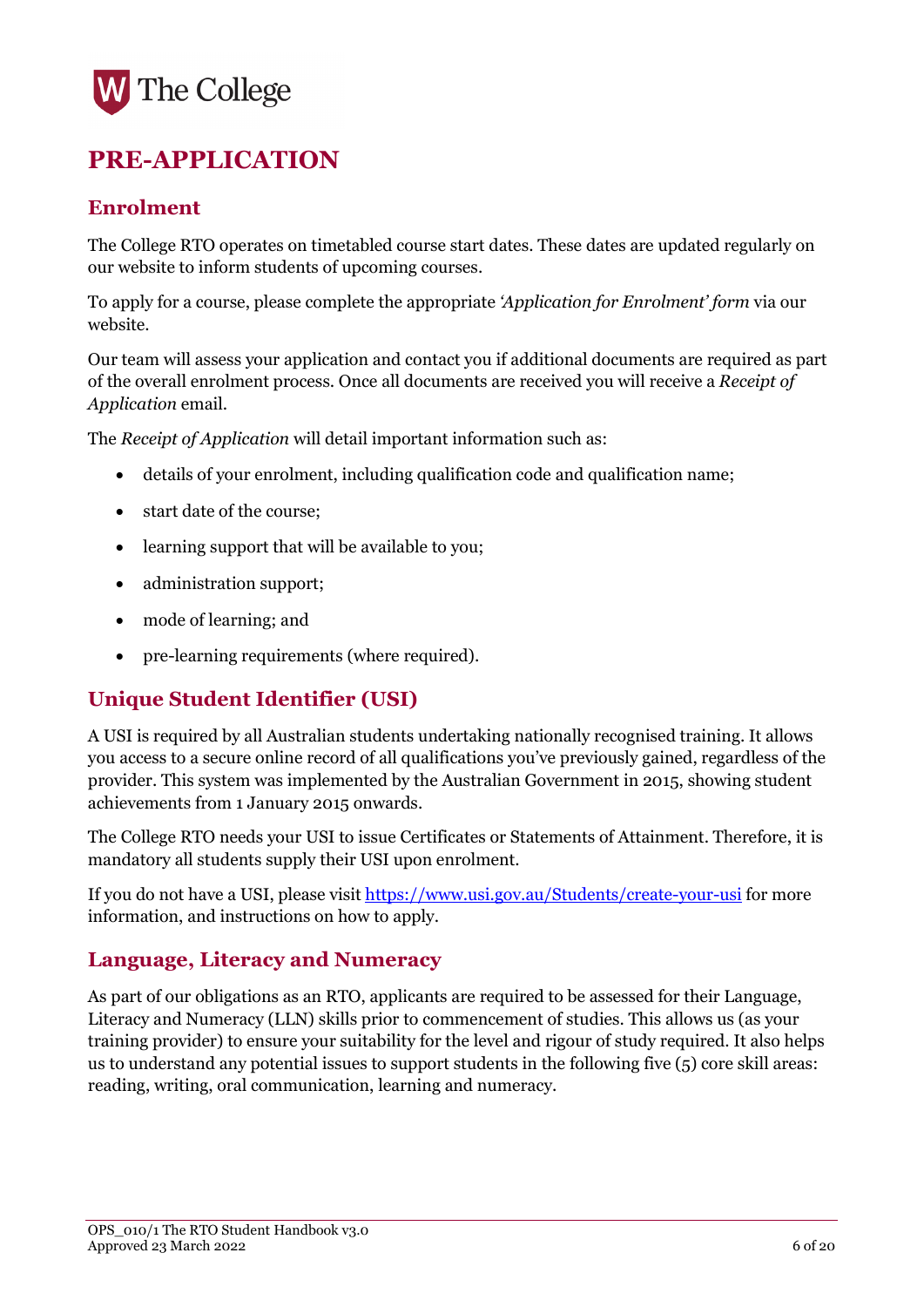# PRE-APPLICATION

## Enrolment

The College RTO operates on timetabled course start dates. These dates are updated regularly on our website to inform students of upcoming courses.

To apply for a course, please complete the appropriate *'Application for Enrolment' form* via our website.

Our team will assess your application and contact you if additional documents are required as part of the overall enrolment process. Once all documents are received you will receive a *Receipt of Application* email.

The *Receipt of Application* will detail important information such as:

- details of your enrolment, including qualification code and qualification name;
- start date of the course;
- learning support that will be available to you;
- administration support;
- mode of learning; and
- pre-learning requirements (where required).

## Unique Student Identifier (USI)

A USI is required by all Australian students undertaking nationally recognised training. It allows you access to a secure online record of all qualifications you've previously gained, regardless of the provider. This system was implemented by the Australian Government in 2015, showing student achievements from 1 January 2015 onwards.

The College RTO needs your USI to issue Certificates or Statements of Attainment. Therefore, it is mandatory all students supply their USI upon enrolment.

If you do not have a USI, please visit https://www.usi.gov.au/Students/create-your-usi for more information, and instructions on how to apply.

## Language, Literacy and Numeracy

As part of our obligations as an RTO, applicants are required to be assessed for their Language, Literacy and Numeracy (LLN) skills prior to commencement of studies. This allows us (as your training provider) to ensure your suitability for the level and rigour of study required. It also helps us to understand any potential issues to support students in the following five (5) core skill areas: reading, writing, oral communication, learning and numeracy.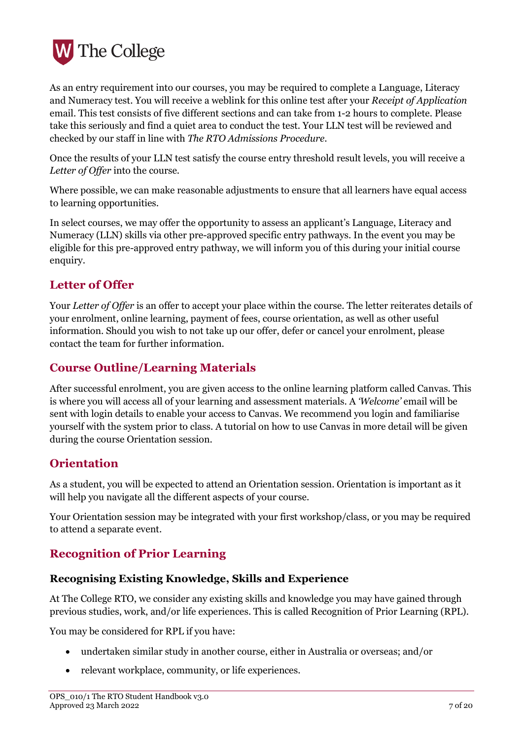As an entry requirement into our courses, you may be required to complete a Language, Literacy and Numeracy test. You will receive a weblink for this online test after your *Receipt of Application* email. This test consists of five different sections and can take from 1-2 hours to complete. Please take this seriously and find a quiet area to conduct the test. Your LLN test will be reviewed and checked by our staff in line with *The RTO Admissions Procedure*.

Once the results of your LLN test satisfy the course entry threshold result levels, you will receive a *Letter of Offer* into the course.

Where possible, we can make reasonable adjustments to ensure that all learners have equal access to learning opportunities.

In select courses, we may offer the opportunity to assess an applicant's Language, Literacy and Numeracy (LLN) skills via other pre-approved specific entry pathways. In the event you may be eligible for this pre-approved entry pathway, we will inform you of this during your initial course enquiry.

## Letter of Offer

Your *Letter of Offer* is an offer to accept your place within the course. The letter reiterates details of your enrolment, online learning, payment of fees, course orientation, as well as other useful information. Should you wish to not take up our offer, defer or cancel your enrolment, please contact the team for further information.

## Course Outline/Learning Materials

After successful enrolment, you are given access to the online learning platform called Canvas. This is where you will access all of your learning and assessment materials. A *'Welcome'* email will be sent with login details to enable your access to Canvas. We recommend you login and familiarise yourself with the system prior to class. A tutorial on how to use Canvas in more detail will be given during the course Orientation session.

## Orientation

As a student, you will be expected to attend an Orientation session. Orientation is important as it will help you navigate all the different aspects of your course.

Your Orientation session may be integrated with your first workshop/class, or you may be required to attend a separate event.

## Recognition of Prior Learning

### Recognising Existing Knowledge, Skills and Experience

At The College RTO, we consider any existing skills and knowledge you may have gained through previous studies, work, and/or life experiences. This is called Recognition of Prior Learning (RPL).

You may be considered for RPL if you have:

- undertaken similar study in another course, either in Australia or overseas; and/or
- relevant workplace, community, or life experiences.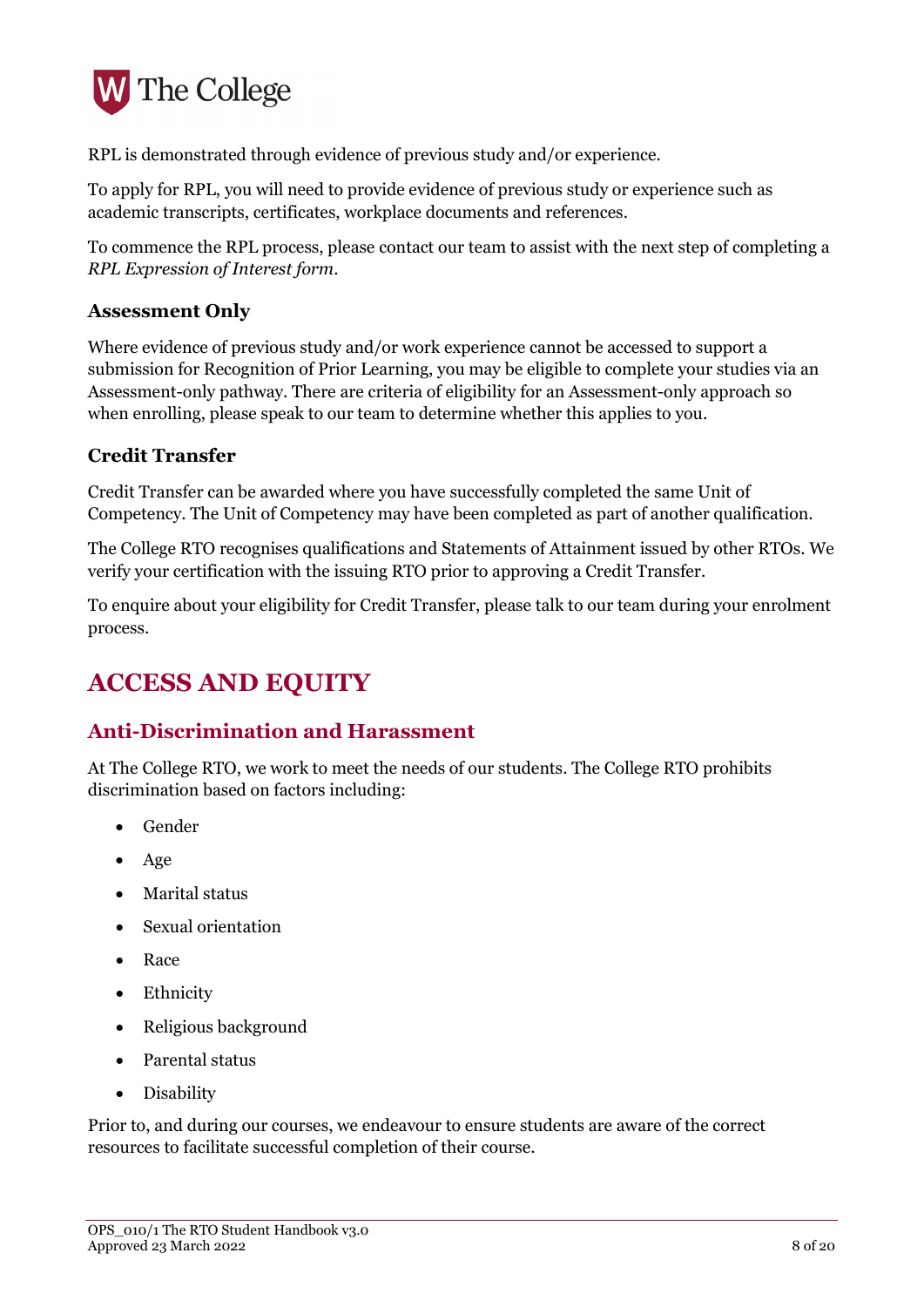RPL is demonstrated through evidence of previous study and/or experience.

To apply for RPL, you will need to provide evidence of previous study or experience such as academic transcripts, certificates, workplace documents and references.

To commence the RPL process, please contact our team to assist with the next step of completing a *RPL Expression of Interest form*.

### Assessment Only

Where evidence of previous study and/or work experience cannot be accessed to support a submission for Recognition of Prior Learning, you may be eligible to complete your studies via an Assessment-only pathway. There are criteria of eligibility for an Assessment-only approach so when enrolling, please speak to our team to determine whether this applies to you.

### Credit Transfer

Credit Transfer can be awarded where you have successfully completed the same Unit of Competency. The Unit of Competency may have been completed as part of another qualification.

The College RTO recognises qualifications and Statements of Attainment issued by other RTOs. We verify your certification with the issuing RTO prior to approving a Credit Transfer.

To enquire about your eligibility for Credit Transfer, please talk to our team during your enrolment process.

# ACCESS AND EQUITY

## Anti-Discrimination and Harassment

At The College RTO, we work to meet the needs of our students. The College RTO prohibits discrimination based on factors including:

- Gender
- Age
- Marital status
- Sexual orientation
- Race
- Ethnicity
- Religious background
- Parental status
- Disability

Prior to, and during our courses, we endeavour to ensure students are aware of the correct resources to facilitate successful completion of their course.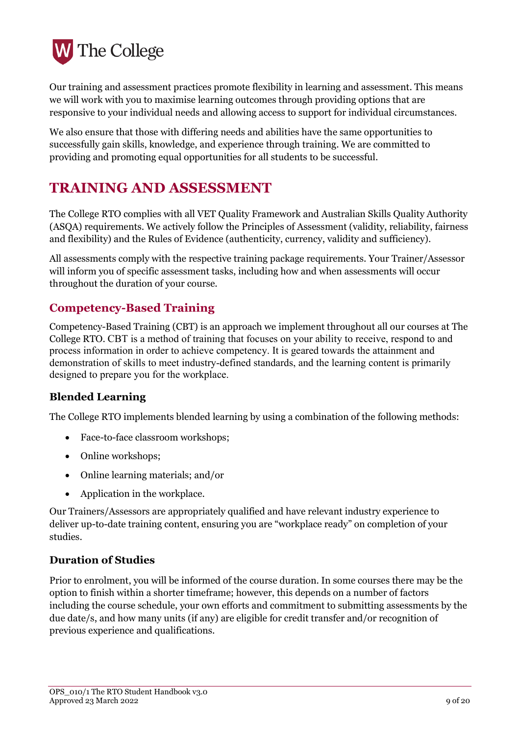Our training and assessment practices promote flexibility in learning and assessment. This means we will work with you to maximise learning outcomes through providing options that are responsive to your individual needs and allowing access to support for individual circumstances.

We also ensure that those with differing needs and abilities have the same opportunities to successfully gain skills, knowledge, and experience through training. We are committed to providing and promoting equal opportunities for all students to be successful.

# TRAINING AND ASSESSMENT

The College RTO complies with all VET Quality Framework and Australian Skills Quality Authority (ASQA) requirements. We actively follow the Principles of Assessment (validity, reliability, fairness and flexibility) and the Rules of Evidence (authenticity, currency, validity and sufficiency).

All assessments comply with the respective training package requirements. Your Trainer/Assessor will inform you of specific assessment tasks, including how and when assessments will occur throughout the duration of your course.

## Competency-Based Training

Competency-Based Training (CBT) is an approach we implement throughout all our courses at The College RTO. CBT is a method of training that focuses on your ability to receive, respond to and process information in order to achieve competency. It is geared towards the attainment and demonstration of skills to meet industry-defined standards, and the learning content is primarily designed to prepare you for the workplace.

### Blended Learning

The College RTO implements blended learning by using a combination of the following methods:

- Face-to-face classroom workshops;
- Online workshops;
- Online learning materials; and/or
- Application in the workplace.

Our Trainers/Assessors are appropriately qualified and have relevant industry experience to deliver up-to-date training content, ensuring you are "workplace ready" on completion of your studies.

### Duration of Studies

Prior to enrolment, you will be informed of the course duration. In some courses there may be the option to finish within a shorter timeframe; however, this depends on a number of factors including the course schedule, your own efforts and commitment to submitting assessments by the due date/s, and how many units (if any) are eligible for credit transfer and/or recognition of previous experience and qualifications.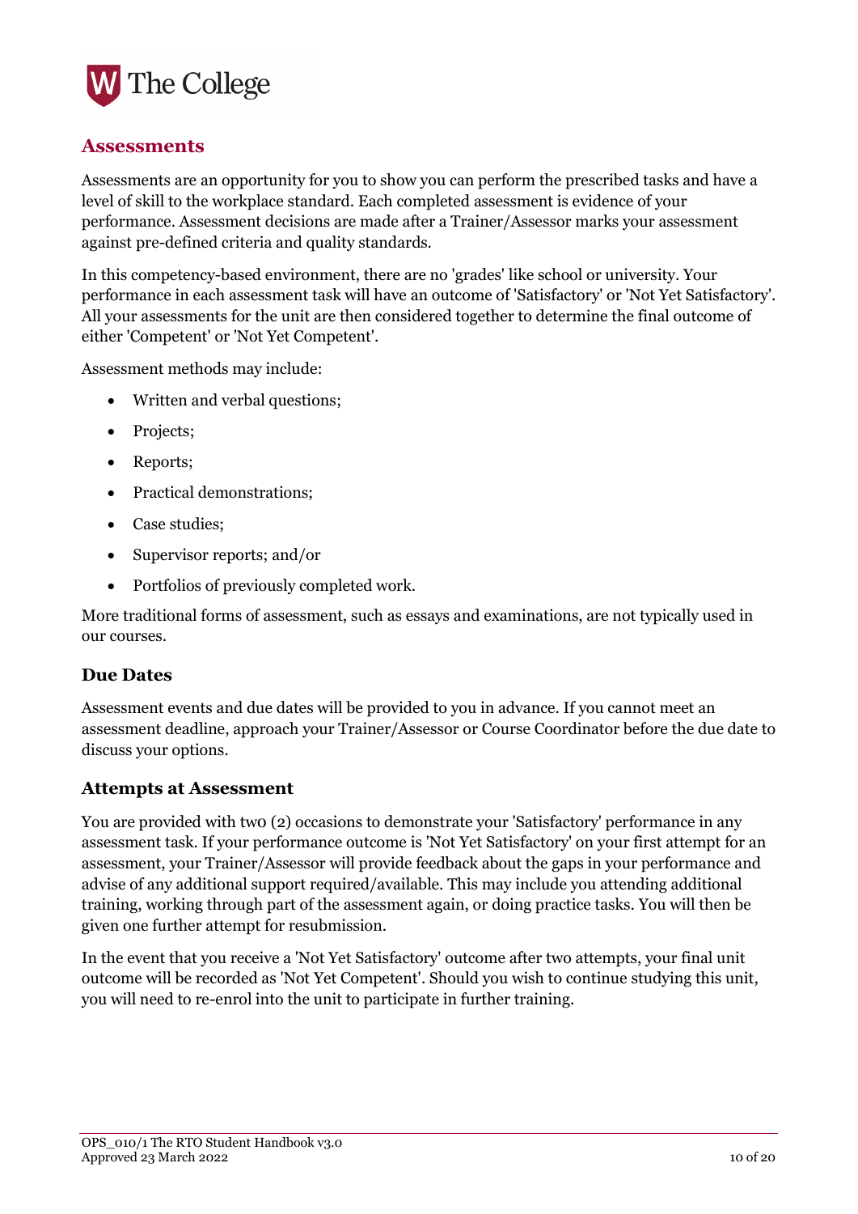## Assessments

Assessments are an opportunity for you to show you can perform the prescribed tasks and have a level of skill to the workplace standard. Each completed assessment is evidence of your performance. Assessment decisions are made after a Trainer/Assessor marks your assessment against pre-defined criteria and quality standards.

In this competency-based environment, there are no 'grades' like school or university. Your performance in each assessment task will have an outcome of 'Satisfactory' or 'Not Yet Satisfactory'. All your assessments for the unit are then considered together to determine the final outcome of either 'Competent' or 'Not Yet Competent'.

Assessment methods may include:

- Written and verbal questions;
- Projects;
- Reports;
- Practical demonstrations;
- Case studies;
- Supervisor reports; and/or
- Portfolios of previously completed work.

More traditional forms of assessment, such as essays and examinations, are not typically used in our courses.

### Due Dates

Assessment events and due dates will be provided to you in advance. If you cannot meet an assessment deadline, approach your Trainer/Assessor or Course Coordinator before the due date to discuss your options.

### Attempts at Assessment

You are provided with two (2) occasions to demonstrate your 'Satisfactory' performance in any assessment task. If your performance outcome is 'Not Yet Satisfactory' on your first attempt for an assessment, your Trainer/Assessor will provide feedback about the gaps in your performance and advise of any additional support required/available. This may include you attending additional training, working through part of the assessment again, or doing practice tasks. You will then be given one further attempt for resubmission.

In the event that you receive a 'Not Yet Satisfactory' outcome after two attempts, your final unit outcome will be recorded as 'Not Yet Competent'. Should you wish to continue studying this unit, you will need to re-enrol into the unit to participate in further training.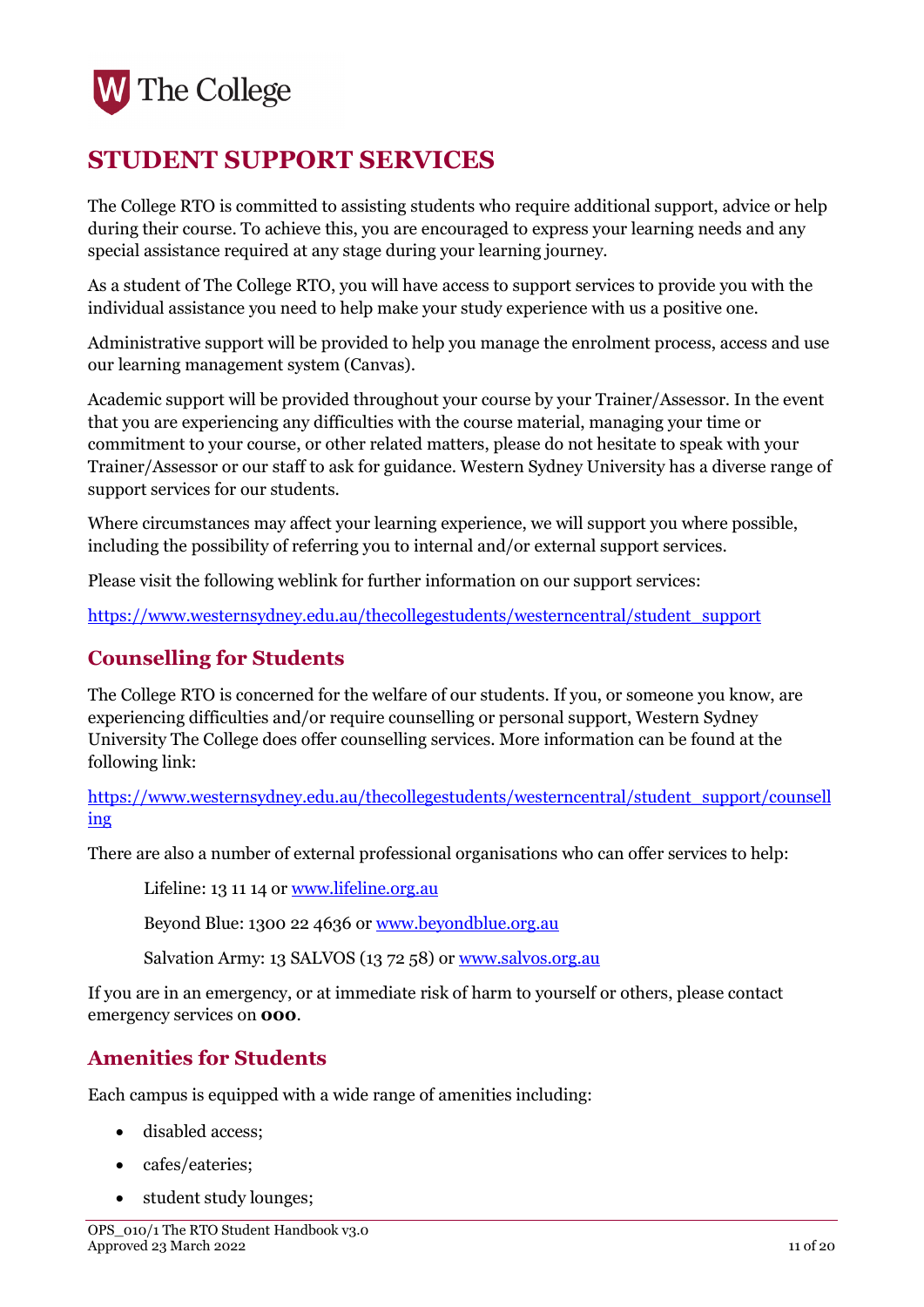# STUDENT SUPPORT SERVICES

The College RTO is committed to assisting students who require additional support, advice or help during their course. To achieve this, you are encouraged to express your learning needs and any special assistance required at any stage during your learning journey.

As a student of The College RTO, you will have access to support services to provide you with the individual assistance you need to help make your study experience with us a positive one.

Administrative support will be provided to help you manage the enrolment process, access and use our learning management system (Canvas).

Academic support will be provided throughout your course by your Trainer/Assessor. In the event that you are experiencing any difficulties with the course material, managing your time or commitment to your course, or other related matters, please do not hesitate to speak with your Trainer/Assessor or our staff to ask for guidance. Western Sydney University has a diverse range of support services for our students.

Where circumstances may affect your learning experience, we will support you where possible, including the possibility of referring you to internal and/or external support services.

Please visit the following weblink for further information on our support services:

https://www.westernsydney.edu.au/thecollegestudents/westerncentral/student_support

## Counselling for Students

The College RTO is concerned for the welfare of our students. If you, or someone you know, are experiencing difficulties and/or require counselling or personal support, Western Sydney University The College does offer counselling services. More information can be found at the following link:

https://www.westernsydney.edu.au/thecollegestudents/westerncentral/student_support/counselling

There are also a number of external professional organisations who can offer services to help:

Lifeline: 13 11 14 or www.lifeline.org.au

Beyond Blue: 1300 22 4636 or www.beyondblue.org.au

Salvation Army: 13 SALVOS (13 72 58) or www.salvos.org.au

If you are in an emergency, or at immediate risk of harm to yourself or others, please contact emergency services on **000**.

## Amenities for Students

Each campus is equipped with a wide range of amenities including:

- disabled access;
- cafes/eateries;
- student study lounges;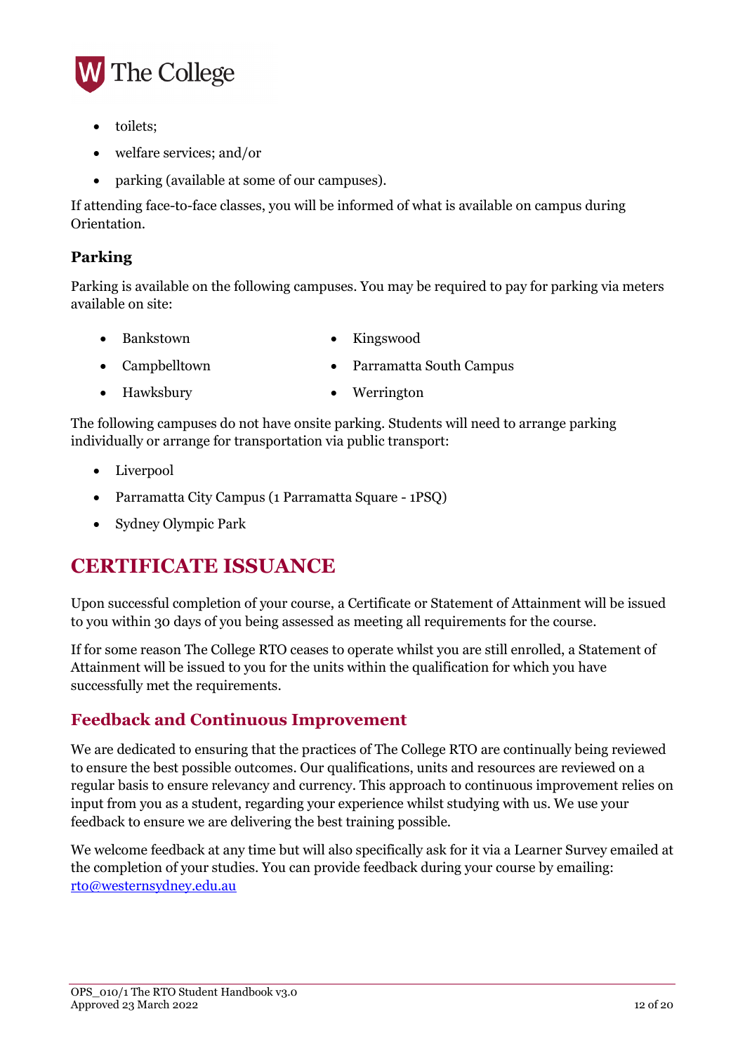- toilets;
- welfare services; and/or
- parking (available at some of our campuses).

If attending face-to-face classes, you will be informed of what is available on campus during Orientation.

### Parking

Parking is available on the following campuses. You may be required to pay for parking via meters available on site:

- Bankstown
- Campbelltown
- Hawksbury
- Kingswood
- Parramatta South Campus
- Werrington

The following campuses do not have onsite parking. Students will need to arrange parking individually or arrange for transportation via public transport:

- Liverpool
- Parramatta City Campus (1 Parramatta Square - 1PSQ)
- Sydney Olympic Park

# CERTIFICATE ISSUANCE

Upon successful completion of your course, a Certificate or Statement of Attainment will be issued to you within 30 days of you being assessed as meeting all requirements for the course.

If for some reason The College RTO ceases to operate whilst you are still enrolled, a Statement of Attainment will be issued to you for the units within the qualification for which you have successfully met the requirements.

## Feedback and Continuous Improvement

We are dedicated to ensuring that the practices of The College RTO are continually being reviewed to ensure the best possible outcomes. Our qualifications, units and resources are reviewed on a regular basis to ensure relevancy and currency. This approach to continuous improvement relies on input from you as a student, regarding your experience whilst studying with us. We use your feedback to ensure we are delivering the best training possible.

We welcome feedback at any time but will also specifically ask for it via a Learner Survey emailed at the completion of your studies. You can provide feedback during your course by emailing: rto@westernsydney.edu.au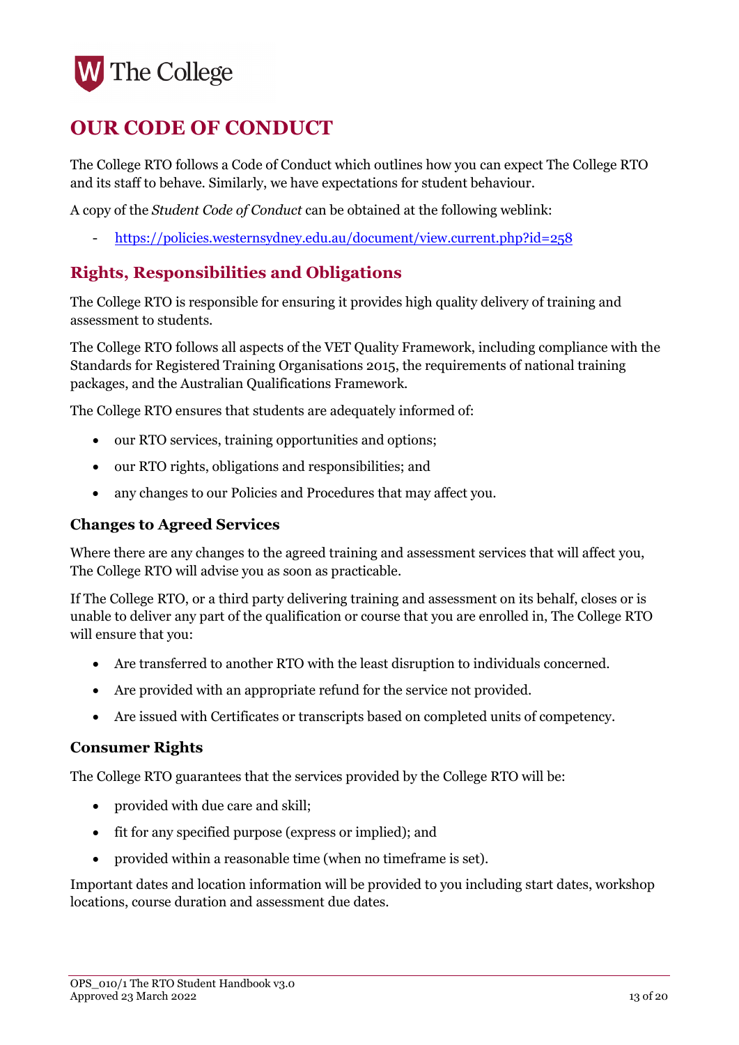# OUR CODE OF CONDUCT

The College RTO follows a Code of Conduct which outlines how you can expect The College RTO and its staff to behave. Similarly, we have expectations for student behaviour.

A copy of the *Student Code of Conduct* can be obtained at the following weblink:

- https://policies.westernsydney.edu.au/document/view.current.php?id=258

## Rights, Responsibilities and Obligations

The College RTO is responsible for ensuring it provides high quality delivery of training and assessment to students.

The College RTO follows all aspects of the VET Quality Framework, including compliance with the Standards for Registered Training Organisations 2015, the requirements of national training packages, and the Australian Qualifications Framework.

The College RTO ensures that students are adequately informed of:

- our RTO services, training opportunities and options;
- our RTO rights, obligations and responsibilities; and
- any changes to our Policies and Procedures that may affect you.

### Changes to Agreed Services

Where there are any changes to the agreed training and assessment services that will affect you, The College RTO will advise you as soon as practicable.

If The College RTO, or a third party delivering training and assessment on its behalf, closes or is unable to deliver any part of the qualification or course that you are enrolled in, The College RTO will ensure that you:

- Are transferred to another RTO with the least disruption to individuals concerned.
- Are provided with an appropriate refund for the service not provided.
- Are issued with Certificates or transcripts based on completed units of competency.

### Consumer Rights

The College RTO guarantees that the services provided by the College RTO will be:

- provided with due care and skill;
- fit for any specified purpose (express or implied); and
- provided within a reasonable time (when no timeframe is set).

Important dates and location information will be provided to you including start dates, workshop locations, course duration and assessment due dates.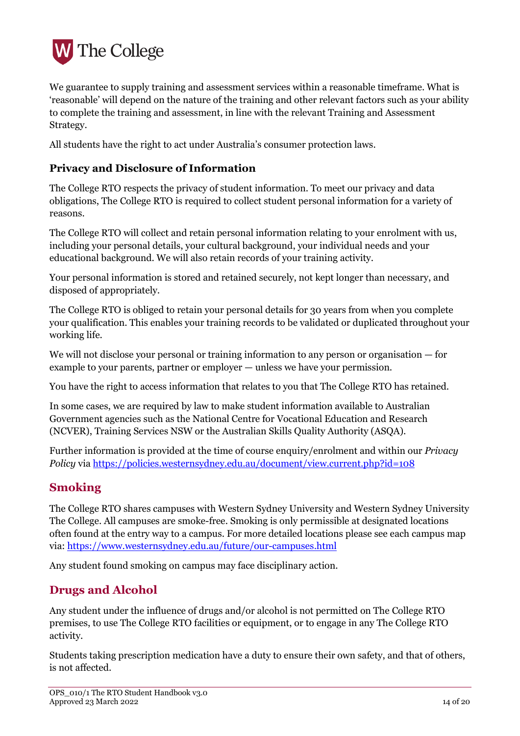We guarantee to supply training and assessment services within a reasonable timeframe. What is 'reasonable' will depend on the nature of the training and other relevant factors such as your ability to complete the training and assessment, in line with the relevant Training and Assessment Strategy.

All students have the right to act under Australia's consumer protection laws.

### Privacy and Disclosure of Information

The College RTO respects the privacy of student information. To meet our privacy and data obligations, The College RTO is required to collect student personal information for a variety of reasons.

The College RTO will collect and retain personal information relating to your enrolment with us, including your personal details, your cultural background, your individual needs and your educational background. We will also retain records of your training activity.

Your personal information is stored and retained securely, not kept longer than necessary, and disposed of appropriately.

The College RTO is obliged to retain your personal details for 30 years from when you complete your qualification. This enables your training records to be validated or duplicated throughout your working life.

We will not disclose your personal or training information to any person or organisation — for example to your parents, partner or employer — unless we have your permission.

You have the right to access information that relates to you that The College RTO has retained.

In some cases, we are required by law to make student information available to Australian Government agencies such as the National Centre for Vocational Education and Research (NCVER), Training Services NSW or the Australian Skills Quality Authority (ASQA).

Further information is provided at the time of course enquiry/enrolment and within our *Privacy Policy* via https://policies.westernsydney.edu.au/document/view.current.php?id=108

## Smoking

The College RTO shares campuses with Western Sydney University and Western Sydney University The College. All campuses are smoke-free. Smoking is only permissible at designated locations often found at the entry way to a campus. For more detailed locations please see each campus map via: https://www.westernsydney.edu.au/future/our-campuses.html

Any student found smoking on campus may face disciplinary action.

## Drugs and Alcohol

Any student under the influence of drugs and/or alcohol is not permitted on The College RTO premises, to use The College RTO facilities or equipment, or to engage in any The College RTO activity.

Students taking prescription medication have a duty to ensure their own safety, and that of others, is not affected.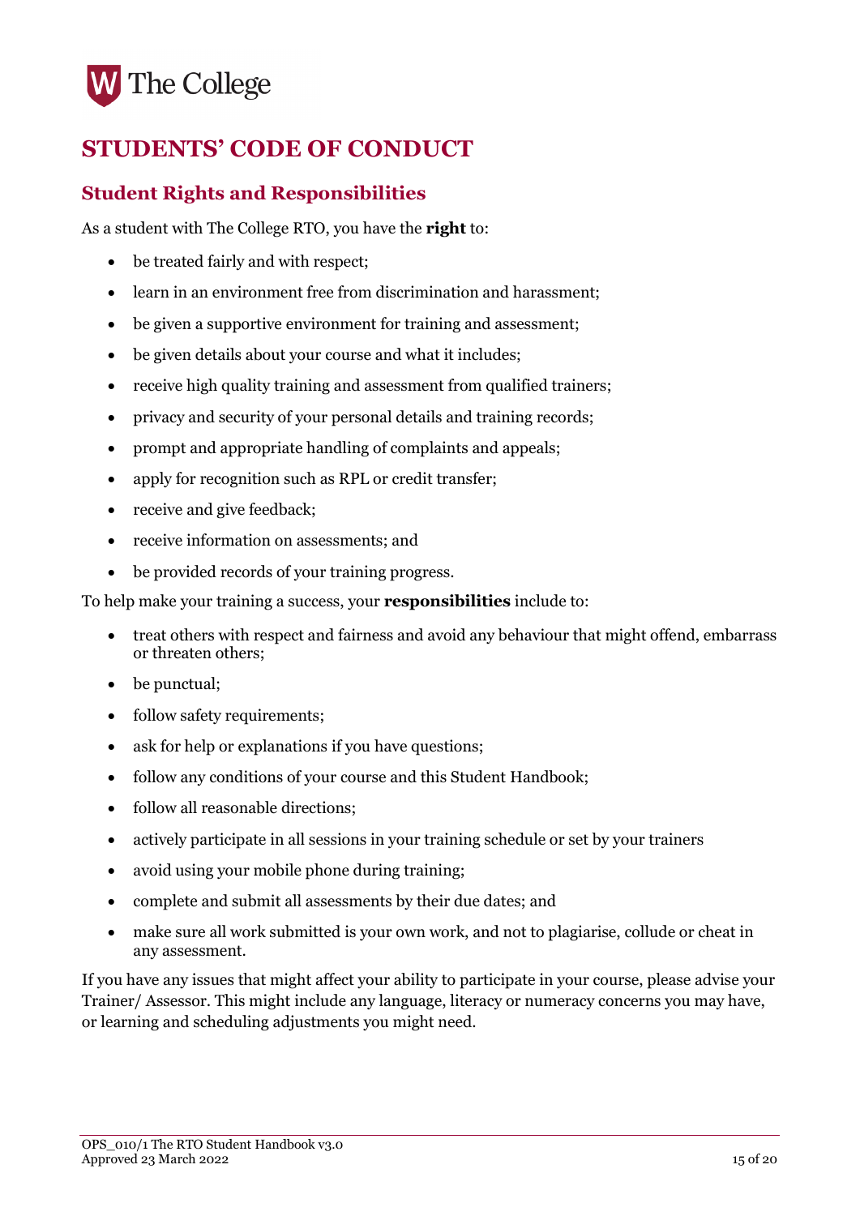# STUDENTS' CODE OF CONDUCT

## Student Rights and Responsibilities

As a student with The College RTO, you have the **right** to:

- be treated fairly and with respect;
- learn in an environment free from discrimination and harassment;
- be given a supportive environment for training and assessment;
- be given details about your course and what it includes;
- receive high quality training and assessment from qualified trainers;
- privacy and security of your personal details and training records;
- prompt and appropriate handling of complaints and appeals;
- apply for recognition such as RPL or credit transfer;
- receive and give feedback;
- receive information on assessments; and
- be provided records of your training progress.

To help make your training a success, your **responsibilities** include to:

- treat others with respect and fairness and avoid any behaviour that might offend, embarrass or threaten others;
- be punctual;
- follow safety requirements;
- ask for help or explanations if you have questions;
- follow any conditions of your course and this Student Handbook;
- follow all reasonable directions;
- actively participate in all sessions in your training schedule or set by your trainers
- avoid using your mobile phone during training;
- complete and submit all assessments by their due dates; and
- make sure all work submitted is your own work, and not to plagiarise, collude or cheat in any assessment.

If you have any issues that might affect your ability to participate in your course, please advise your Trainer/ Assessor. This might include any language, literacy or numeracy concerns you may have, or learning and scheduling adjustments you might need.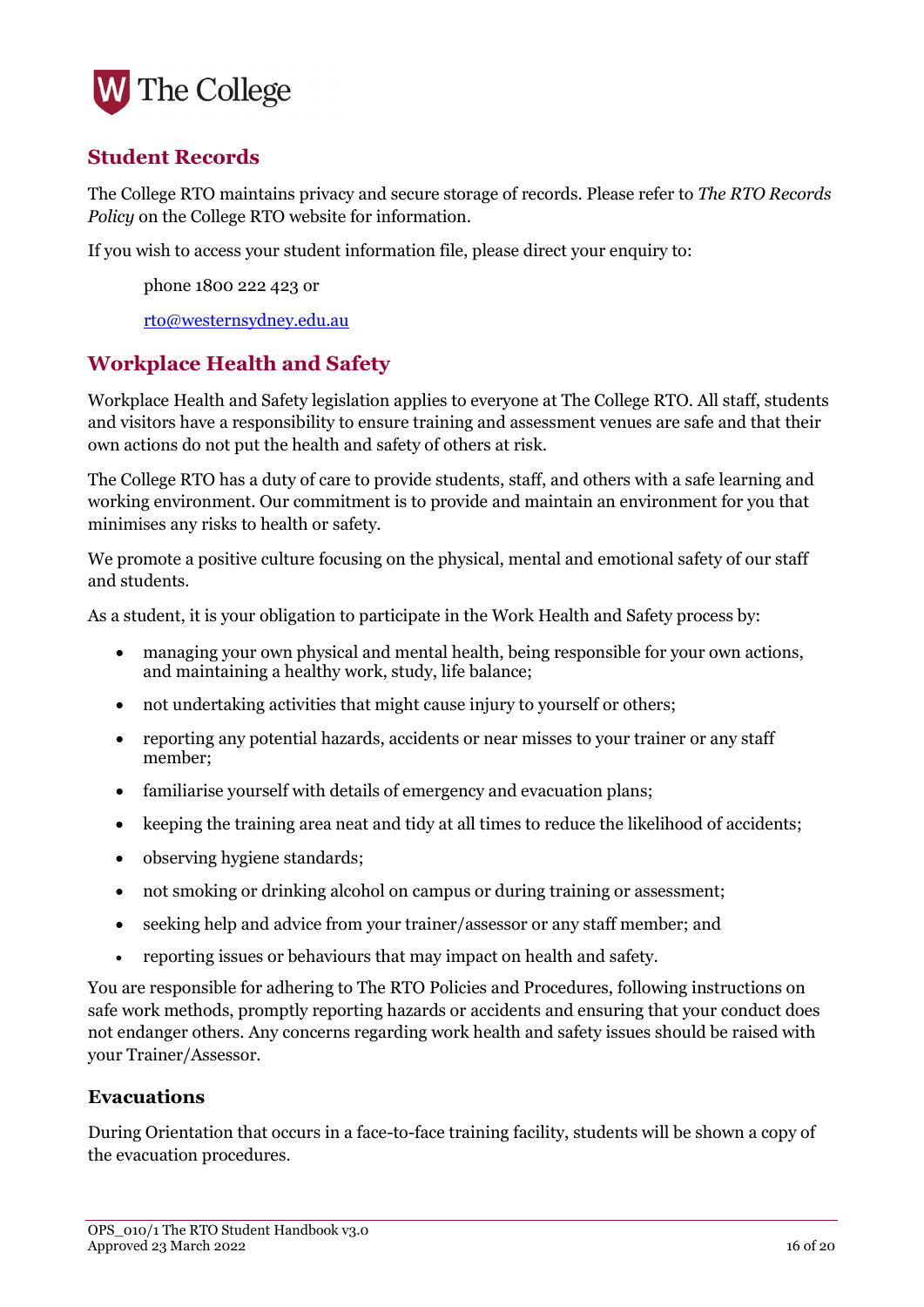## Student Records

The College RTO maintains privacy and secure storage of records. Please refer to *The RTO Records Policy* on the College RTO website for information.

If you wish to access your student information file, please direct your enquiry to:

phone 1800 222 423 or

rto@westernsydney.edu.au

## Workplace Health and Safety

Workplace Health and Safety legislation applies to everyone at The College RTO. All staff, students and visitors have a responsibility to ensure training and assessment venues are safe and that their own actions do not put the health and safety of others at risk.

The College RTO has a duty of care to provide students, staff, and others with a safe learning and working environment. Our commitment is to provide and maintain an environment for you that minimises any risks to health or safety.

We promote a positive culture focusing on the physical, mental and emotional safety of our staff and students.

As a student, it is your obligation to participate in the Work Health and Safety process by:

- managing your own physical and mental health, being responsible for your own actions, and maintaining a healthy work, study, life balance;
- not undertaking activities that might cause injury to yourself or others;
- reporting any potential hazards, accidents or near misses to your trainer or any staff member;
- familiarise yourself with details of emergency and evacuation plans;
- keeping the training area neat and tidy at all times to reduce the likelihood of accidents;
- observing hygiene standards;
- not smoking or drinking alcohol on campus or during training or assessment;
- seeking help and advice from your trainer/assessor or any staff member; and
- reporting issues or behaviours that may impact on health and safety.

You are responsible for adhering to The RTO Policies and Procedures, following instructions on safe work methods, promptly reporting hazards or accidents and ensuring that your conduct does not endanger others. Any concerns regarding work health and safety issues should be raised with your Trainer/Assessor.

### Evacuations

During Orientation that occurs in a face-to-face training facility, students will be shown a copy of the evacuation procedures.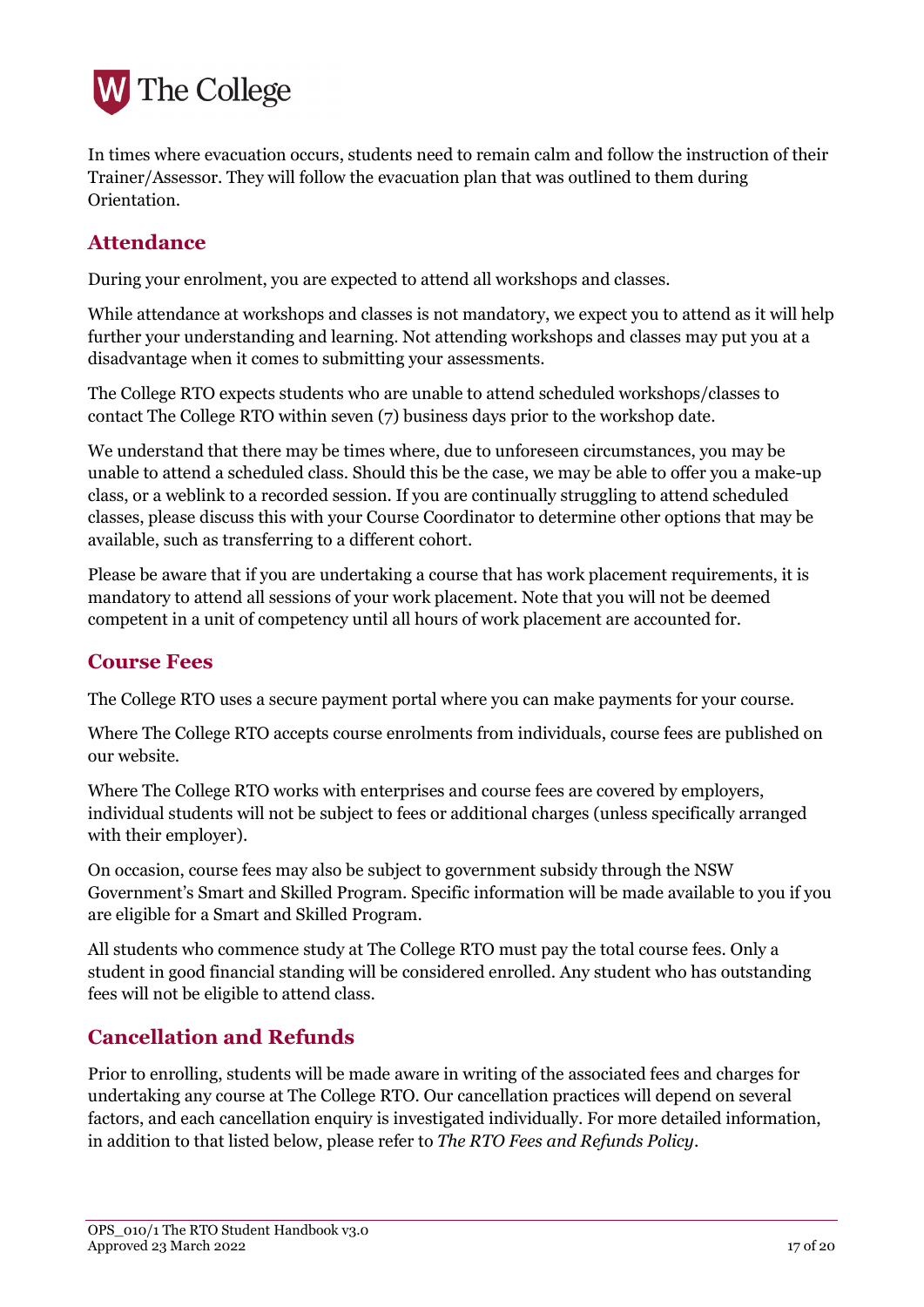In times where evacuation occurs, students need to remain calm and follow the instruction of their Trainer/Assessor. They will follow the evacuation plan that was outlined to them during Orientation.

## Attendance

During your enrolment, you are expected to attend all workshops and classes.

While attendance at workshops and classes is not mandatory, we expect you to attend as it will help further your understanding and learning. Not attending workshops and classes may put you at a disadvantage when it comes to submitting your assessments.

The College RTO expects students who are unable to attend scheduled workshops/classes to contact The College RTO within seven (7) business days prior to the workshop date.

We understand that there may be times where, due to unforeseen circumstances, you may be unable to attend a scheduled class. Should this be the case, we may be able to offer you a make-up class, or a weblink to a recorded session. If you are continually struggling to attend scheduled classes, please discuss this with your Course Coordinator to determine other options that may be available, such as transferring to a different cohort.

Please be aware that if you are undertaking a course that has work placement requirements, it is mandatory to attend all sessions of your work placement. Note that you will not be deemed competent in a unit of competency until all hours of work placement are accounted for.

## Course Fees

The College RTO uses a secure payment portal where you can make payments for your course.

Where The College RTO accepts course enrolments from individuals, course fees are published on our website.

Where The College RTO works with enterprises and course fees are covered by employers, individual students will not be subject to fees or additional charges (unless specifically arranged with their employer).

On occasion, course fees may also be subject to government subsidy through the NSW Government's Smart and Skilled Program. Specific information will be made available to you if you are eligible for a Smart and Skilled Program.

All students who commence study at The College RTO must pay the total course fees. Only a student in good financial standing will be considered enrolled. Any student who has outstanding fees will not be eligible to attend class.

## Cancellation and Refunds

Prior to enrolling, students will be made aware in writing of the associated fees and charges for undertaking any course at The College RTO. Our cancellation practices will depend on several factors, and each cancellation enquiry is investigated individually. For more detailed information, in addition to that listed below, please refer to *The RTO Fees and Refunds Policy*.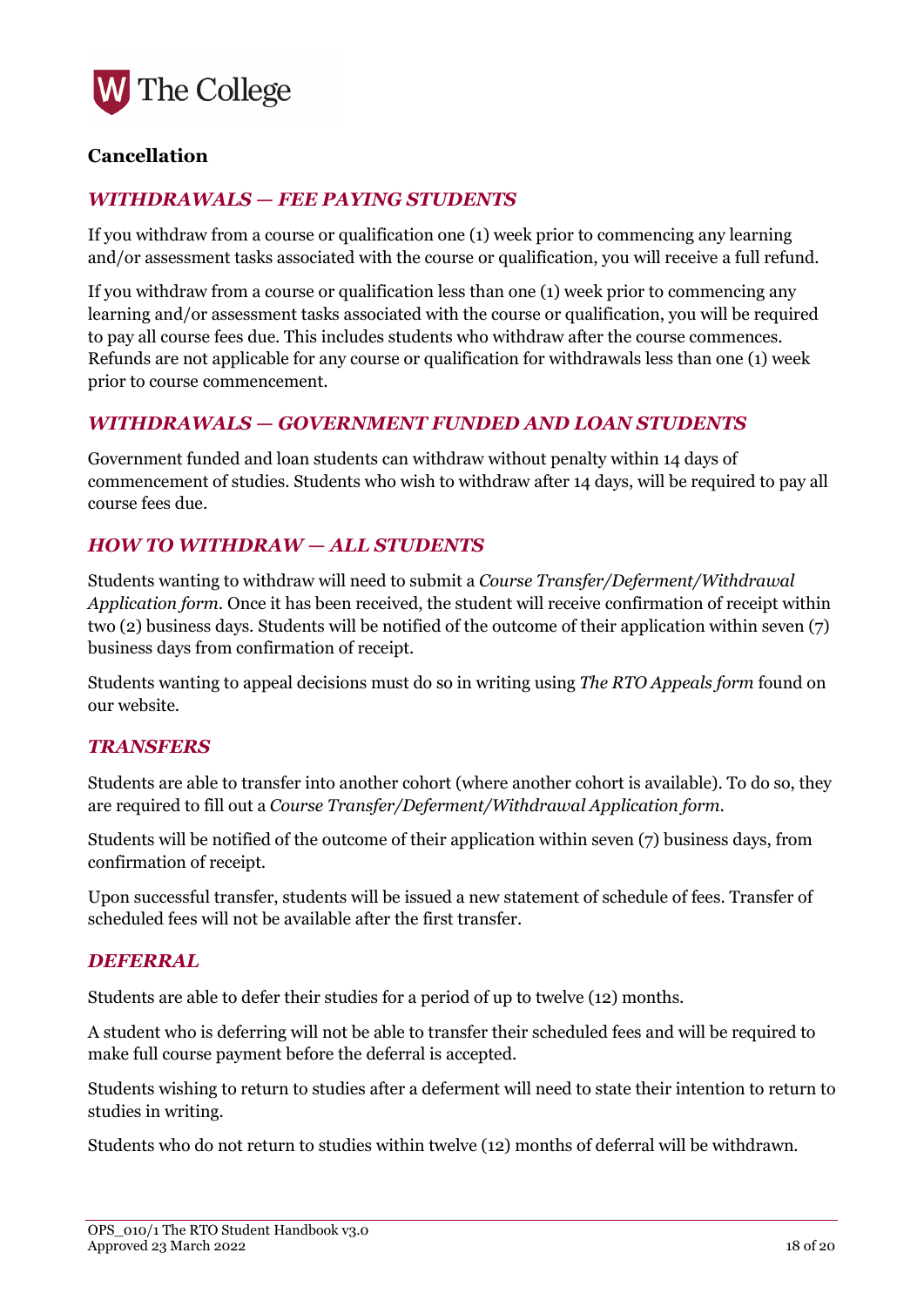## Cancellation

### *WITHDRAWALS — FEE PAYING STUDENTS*

If you withdraw from a course or qualification one (1) week prior to commencing any learning and/or assessment tasks associated with the course or qualification, you will receive a full refund.

If you withdraw from a course or qualification less than one (1) week prior to commencing any learning and/or assessment tasks associated with the course or qualification, you will be required to pay all course fees due. This includes students who withdraw after the course commences. Refunds are not applicable for any course or qualification for withdrawals less than one (1) week prior to course commencement.

### *WITHDRAWALS — GOVERNMENT FUNDED AND LOAN STUDENTS*

Government funded and loan students can withdraw without penalty within 14 days of commencement of studies. Students who wish to withdraw after 14 days, will be required to pay all course fees due.

### *HOW TO WITHDRAW — ALL STUDENTS*

Students wanting to withdraw will need to submit a *Course Transfer/Deferment/Withdrawal Application form*. Once it has been received, the student will receive confirmation of receipt within two (2) business days. Students will be notified of the outcome of their application within seven (7) business days from confirmation of receipt.

Students wanting to appeal decisions must do so in writing using *The RTO Appeals form* found on our website.

### *TRANSFERS*

Students are able to transfer into another cohort (where another cohort is available). To do so, they are required to fill out a *Course Transfer/Deferment/Withdrawal Application form*.

Students will be notified of the outcome of their application within seven (7) business days, from confirmation of receipt.

Upon successful transfer, students will be issued a new statement of schedule of fees. Transfer of scheduled fees will not be available after the first transfer.

### *DEFERRAL*

Students are able to defer their studies for a period of up to twelve (12) months.

A student who is deferring will not be able to transfer their scheduled fees and will be required to make full course payment before the deferral is accepted.

Students wishing to return to studies after a deferment will need to state their intention to return to studies in writing.

Students who do not return to studies within twelve (12) months of deferral will be withdrawn.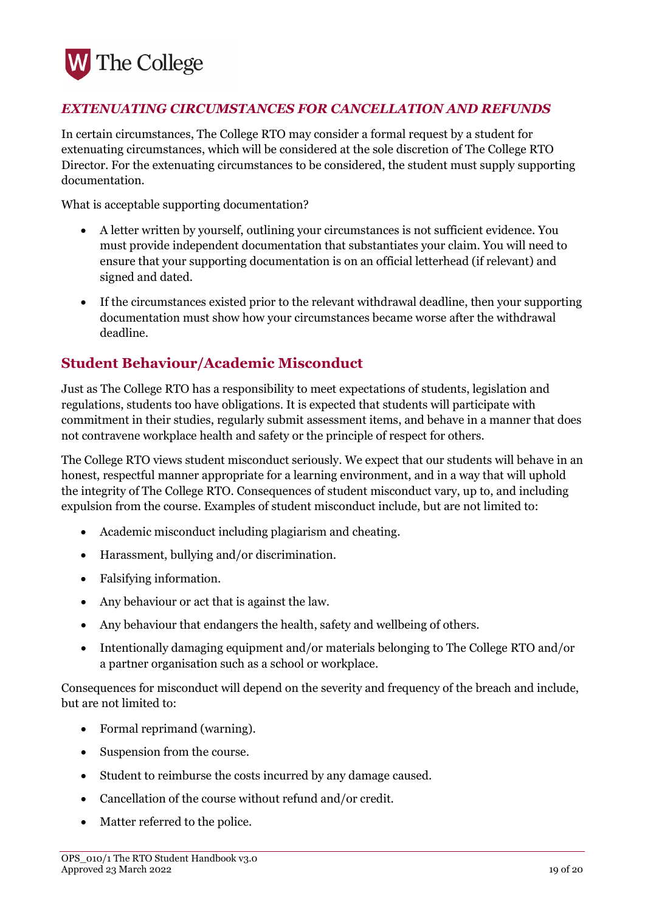### *EXTENUATING CIRCUMSTANCES FOR CANCELLATION AND REFUNDS*

In certain circumstances, The College RTO may consider a formal request by a student for extenuating circumstances, which will be considered at the sole discretion of The College RTO Director. For the extenuating circumstances to be considered, the student must supply supporting documentation.

What is acceptable supporting documentation?

- A letter written by yourself, outlining your circumstances is not sufficient evidence. You must provide independent documentation that substantiates your claim. You will need to ensure that your supporting documentation is on an official letterhead (if relevant) and signed and dated.
- If the circumstances existed prior to the relevant withdrawal deadline, then your supporting documentation must show how your circumstances became worse after the withdrawal deadline.

## Student Behaviour/Academic Misconduct

Just as The College RTO has a responsibility to meet expectations of students, legislation and regulations, students too have obligations. It is expected that students will participate with commitment in their studies, regularly submit assessment items, and behave in a manner that does not contravene workplace health and safety or the principle of respect for others.

The College RTO views student misconduct seriously. We expect that our students will behave in an honest, respectful manner appropriate for a learning environment, and in a way that will uphold the integrity of The College RTO. Consequences of student misconduct vary, up to, and including expulsion from the course. Examples of student misconduct include, but are not limited to:

- Academic misconduct including plagiarism and cheating.
- Harassment, bullying and/or discrimination.
- Falsifying information.
- Any behaviour or act that is against the law.
- Any behaviour that endangers the health, safety and wellbeing of others.
- Intentionally damaging equipment and/or materials belonging to The College RTO and/or a partner organisation such as a school or workplace.

Consequences for misconduct will depend on the severity and frequency of the breach and include, but are not limited to:

- Formal reprimand (warning).
- Suspension from the course.
- Student to reimburse the costs incurred by any damage caused.
- Cancellation of the course without refund and/or credit.
- Matter referred to the police.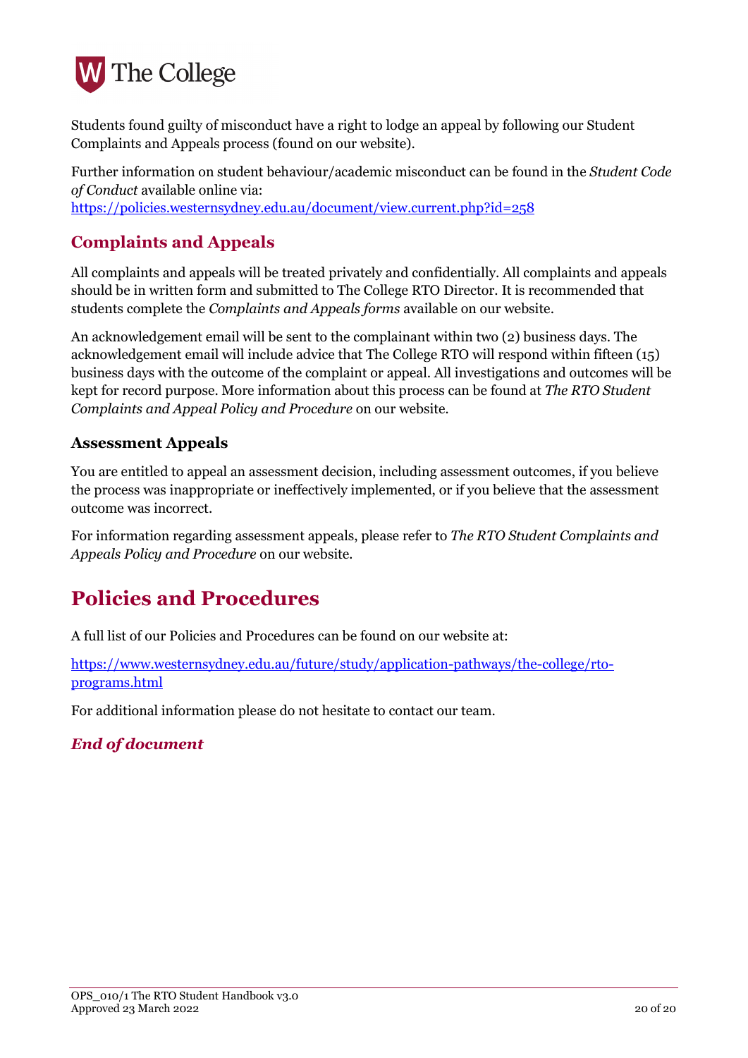Students found guilty of misconduct have a right to lodge an appeal by following our Student Complaints and Appeals process (found on our website).

Further information on student behaviour/academic misconduct can be found in the *Student Code of Conduct* available online via:
https://policies.westernsydney.edu.au/document/view.current.php?id=258

## Complaints and Appeals

All complaints and appeals will be treated privately and confidentially. All complaints and appeals should be in written form and submitted to The College RTO Director. It is recommended that students complete the *Complaints and Appeals forms* available on our website.

An acknowledgement email will be sent to the complainant within two (2) business days. The acknowledgement email will include advice that The College RTO will respond within fifteen (15) business days with the outcome of the complaint or appeal. All investigations and outcomes will be kept for record purpose. More information about this process can be found at *The RTO Student Complaints and Appeal Policy and Procedure* on our website.

### Assessment Appeals

You are entitled to appeal an assessment decision, including assessment outcomes, if you believe the process was inappropriate or ineffectively implemented, or if you believe that the assessment outcome was incorrect.

For information regarding assessment appeals, please refer to *The RTO Student Complaints and Appeals Policy and Procedure* on our website.

# Policies and Procedures

A full list of our Policies and Procedures can be found on our website at:

https://www.westernsydney.edu.au/future/study/application-pathways/the-college/rto-programs.html

For additional information please do not hesitate to contact our team.

***End of document***

OPS_010/1 The RTO Student Handbook v3.0
Approved 23 March 2022